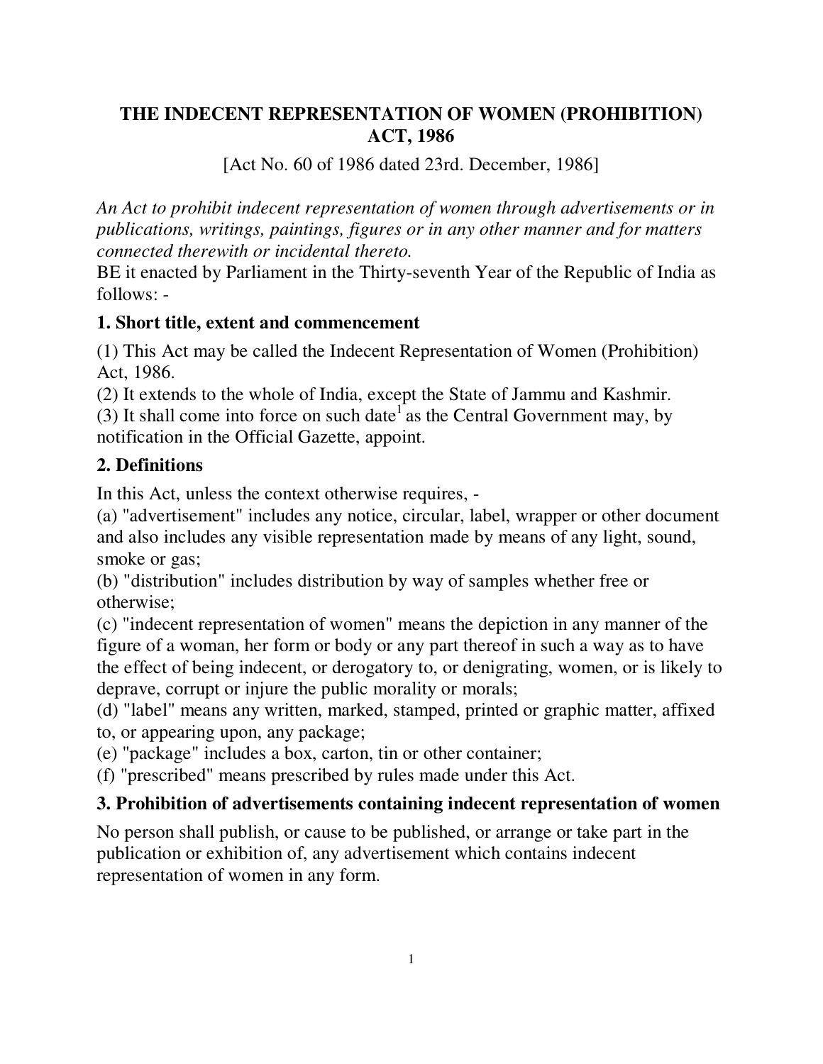# THE INDECENT REPRESENTATION OF WOMEN (PROHIBITION) ACT, 1986

[Act No. 60 of 1986 dated 23rd. December, 1986]

*An Act to prohibit indecent representation of women through advertisements or in publications, writings, paintings, figures or in any other manner and for matters connected therewith or incidental thereto.*

BE it enacted by Parliament in the Thirty-seventh Year of the Republic of India as follows: -

## 1. Short title, extent and commencement

(1) This Act may be called the Indecent Representation of Women (Prohibition) Act, 1986.

(2) It extends to the whole of India, except the State of Jammu and Kashmir.

(3) It shall come into force on such date[1] as the Central Government may, by notification in the Official Gazette, appoint.

## 2. Definitions

In this Act, unless the context otherwise requires, -

(a) "advertisement" includes any notice, circular, label, wrapper or other document and also includes any visible representation made by means of any light, sound, smoke or gas;

(b) "distribution" includes distribution by way of samples whether free or otherwise;

(c) "indecent representation of women" means the depiction in any manner of the figure of a woman, her form or body or any part thereof in such a way as to have the effect of being indecent, or derogatory to, or denigrating, women, or is likely to deprave, corrupt or injure the public morality or morals;

(d) "label" means any written, marked, stamped, printed or graphic matter, affixed to, or appearing upon, any package;

(e) "package" includes a box, carton, tin or other container;

(f) "prescribed" means prescribed by rules made under this Act.

## 3. Prohibition of advertisements containing indecent representation of women

No person shall publish, or cause to be published, or arrange or take part in the publication or exhibition of, any advertisement which contains indecent representation of women in any form.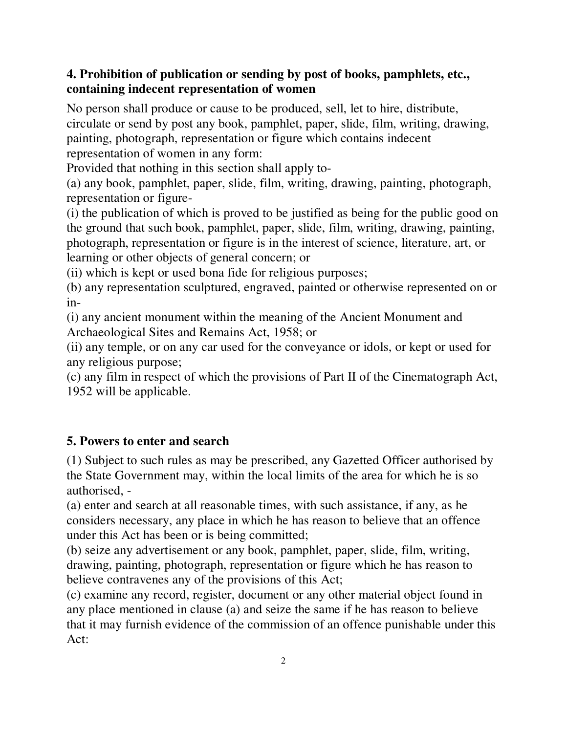### 4. Prohibition of publication or sending by post of books, pamphlets, etc., containing indecent representation of women

No person shall produce or cause to be produced, sell, let to hire, distribute, circulate or send by post any book, pamphlet, paper, slide, film, writing, drawing, painting, photograph, representation or figure which contains indecent representation of women in any form:

Provided that nothing in this section shall apply to-

(a) any book, pamphlet, paper, slide, film, writing, drawing, painting, photograph, representation or figure-

(i) the publication of which is proved to be justified as being for the public good on the ground that such book, pamphlet, paper, slide, film, writing, drawing, painting, photograph, representation or figure is in the interest of science, literature, art, or learning or other objects of general concern; or

(ii) which is kept or used bona fide for religious purposes;

(b) any representation sculptured, engraved, painted or otherwise represented on or in-

(i) any ancient monument within the meaning of the Ancient Monument and Archaeological Sites and Remains Act, 1958; or

(ii) any temple, or on any car used for the conveyance or idols, or kept or used for any religious purpose;

(c) any film in respect of which the provisions of Part II of the Cinematograph Act, 1952 will be applicable.

### 5. Powers to enter and search

(1) Subject to such rules as may be prescribed, any Gazetted Officer authorised by the State Government may, within the local limits of the area for which he is so authorised, -

(a) enter and search at all reasonable times, with such assistance, if any, as he considers necessary, any place in which he has reason to believe that an offence under this Act has been or is being committed;

(b) seize any advertisement or any book, pamphlet, paper, slide, film, writing, drawing, painting, photograph, representation or figure which he has reason to believe contravenes any of the provisions of this Act;

(c) examine any record, register, document or any other material object found in any place mentioned in clause (a) and seize the same if he has reason to believe that it may furnish evidence of the commission of an offence punishable under this Act: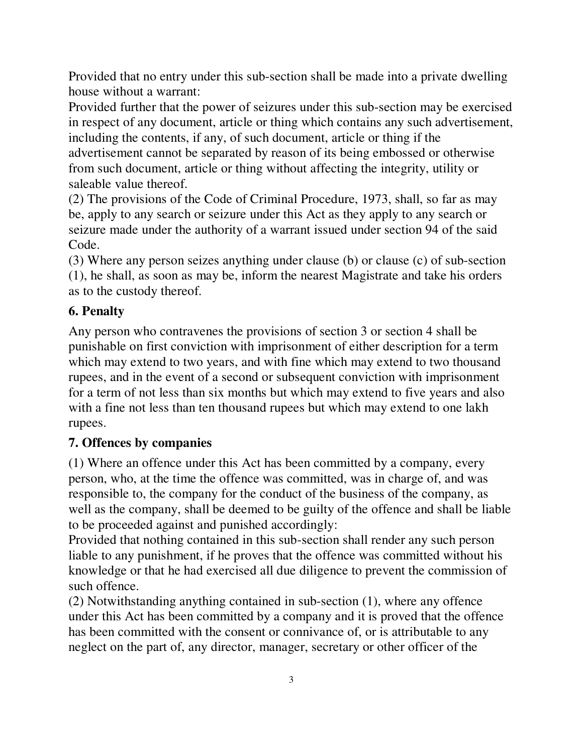Provided that no entry under this sub-section shall be made into a private dwelling house without a warrant:

Provided further that the power of seizures under this sub-section may be exercised in respect of any document, article or thing which contains any such advertisement, including the contents, if any, of such document, article or thing if the advertisement cannot be separated by reason of its being embossed or otherwise from such document, article or thing without affecting the integrity, utility or saleable value thereof.

(2) The provisions of the Code of Criminal Procedure, 1973, shall, so far as may be, apply to any search or seizure under this Act as they apply to any search or seizure made under the authority of a warrant issued under section 94 of the said Code.

(3) Where any person seizes anything under clause (b) or clause (c) of sub-section (1), he shall, as soon as may be, inform the nearest Magistrate and take his orders as to the custody thereof.

### 6. Penalty

Any person who contravenes the provisions of section 3 or section 4 shall be punishable on first conviction with imprisonment of either description for a term which may extend to two years, and with fine which may extend to two thousand rupees, and in the event of a second or subsequent conviction with imprisonment for a term of not less than six months but which may extend to five years and also with a fine not less than ten thousand rupees but which may extend to one lakh rupees.

### 7. Offences by companies

(1) Where an offence under this Act has been committed by a company, every person, who, at the time the offence was committed, was in charge of, and was responsible to, the company for the conduct of the business of the company, as well as the company, shall be deemed to be guilty of the offence and shall be liable to be proceeded against and punished accordingly:

Provided that nothing contained in this sub-section shall render any such person liable to any punishment, if he proves that the offence was committed without his knowledge or that he had exercised all due diligence to prevent the commission of such offence.

(2) Notwithstanding anything contained in sub-section (1), where any offence under this Act has been committed by a company and it is proved that the offence has been committed with the consent or connivance of, or is attributable to any neglect on the part of, any director, manager, secretary or other officer of the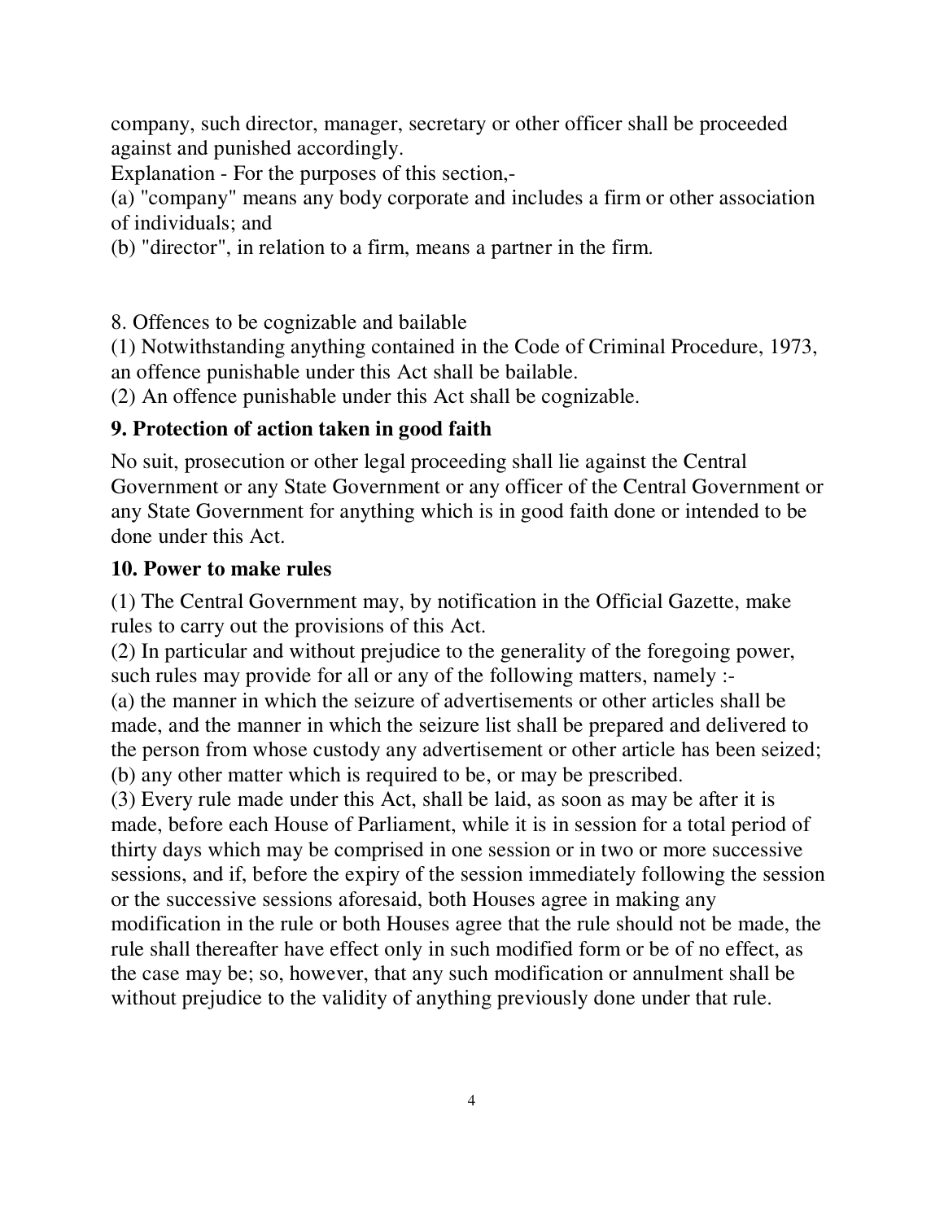company, such director, manager, secretary or other officer shall be proceeded against and punished accordingly.

Explanation - For the purposes of this section,-

(a) "company" means any body corporate and includes a firm or other association of individuals; and

(b) "director", in relation to a firm, means a partner in the firm.

8. Offences to be cognizable and bailable

(1) Notwithstanding anything contained in the Code of Criminal Procedure, 1973, an offence punishable under this Act shall be bailable.

(2) An offence punishable under this Act shall be cognizable.

**9. Protection of action taken in good faith**

No suit, prosecution or other legal proceeding shall lie against the Central Government or any State Government or any officer of the Central Government or any State Government for anything which is in good faith done or intended to be done under this Act.

**10. Power to make rules**

(1) The Central Government may, by notification in the Official Gazette, make rules to carry out the provisions of this Act.

(2) In particular and without prejudice to the generality of the foregoing power, such rules may provide for all or any of the following matters, namely :-

(a) the manner in which the seizure of advertisements or other articles shall be made, and the manner in which the seizure list shall be prepared and delivered to the person from whose custody any advertisement or other article has been seized;

(b) any other matter which is required to be, or may be prescribed.

(3) Every rule made under this Act, shall be laid, as soon as may be after it is made, before each House of Parliament, while it is in session for a total period of thirty days which may be comprised in one session or in two or more successive sessions, and if, before the expiry of the session immediately following the session or the successive sessions aforesaid, both Houses agree in making any modification in the rule or both Houses agree that the rule should not be made, the rule shall thereafter have effect only in such modified form or be of no effect, as the case may be; so, however, that any such modification or annulment shall be without prejudice to the validity of anything previously done under that rule.